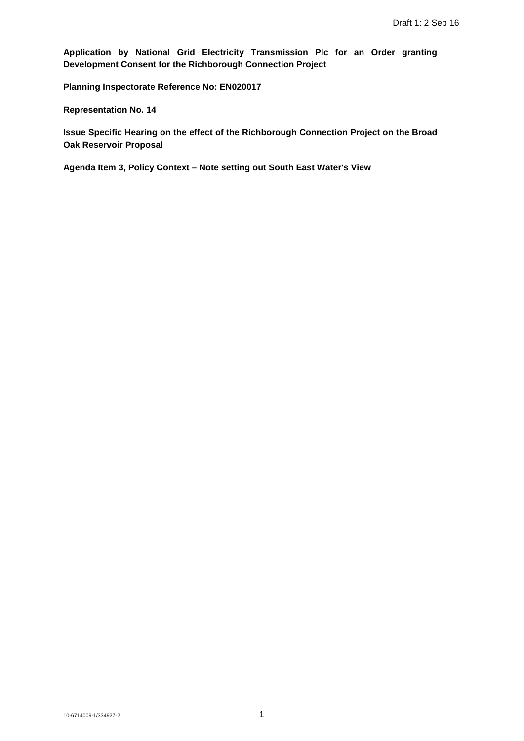Draft 1: 2 Sep 16

**Application by National Grid Electricity Transmission Plc for an Order granting Development Consent for the Richborough Connection Project**

**Planning Inspectorate Reference No: EN020017**

**Representation No. 14**

**Issue Specific Hearing on the effect of the Richborough Connection Project on the Broad Oak Reservoir Proposal**

**Agenda Item 3, Policy Context – Note setting out South East Water's View**

10-6714009-1/334927-2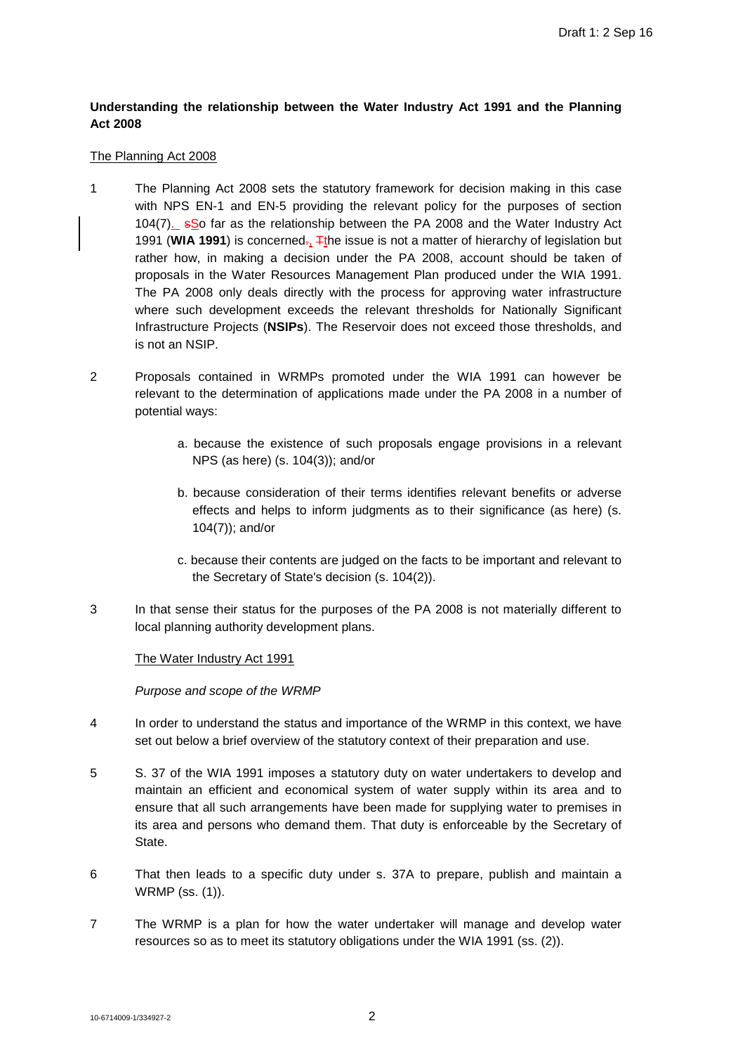**Understanding the relationship between the Water Industry Act 1991 and the Planning Act 2008**

The Planning Act 2008

1. The Planning Act 2008 sets the statutory framework for decision making in this case with NPS EN-1 and EN-5 providing the relevant policy for the purposes of section 104(7). So far as the relationship between the PA 2008 and the Water Industry Act 1991 (**WIA 1991**) is concerned, the issue is not a matter of hierarchy of legislation but rather how, in making a decision under the PA 2008, account should be taken of proposals in the Water Resources Management Plan produced under the WIA 1991. The PA 2008 only deals directly with the process for approving water infrastructure where such development exceeds the relevant thresholds for Nationally Significant Infrastructure Projects (**NSIPs**). The Reservoir does not exceed those thresholds, and is not an NSIP.

2. Proposals contained in WRMPs promoted under the WIA 1991 can however be relevant to the determination of applications made under the PA 2008 in a number of potential ways:

   a. because the existence of such proposals engage provisions in a relevant NPS (as here) (s. 104(3)); and/or

   b. because consideration of their terms identifies relevant benefits or adverse effects and helps to inform judgments as to their significance (as here) (s. 104(7)); and/or

   c. because their contents are judged on the facts to be important and relevant to the Secretary of State's decision (s. 104(2)).

3. In that sense their status for the purposes of the PA 2008 is not materially different to local planning authority development plans.

The Water Industry Act 1991

*Purpose and scope of the WRMP*

4. In order to understand the status and importance of the WRMP in this context, we have set out below a brief overview of the statutory context of their preparation and use.

5. S. 37 of the WIA 1991 imposes a statutory duty on water undertakers to develop and maintain an efficient and economical system of water supply within its area and to ensure that all such arrangements have been made for supplying water to premises in its area and persons who demand them. That duty is enforceable by the Secretary of State.

6. That then leads to a specific duty under s. 37A to prepare, publish and maintain a WRMP (ss. (1)).

7. The WRMP is a plan for how the water undertaker will manage and develop water resources so as to meet its statutory obligations under the WIA 1991 (ss. (2)).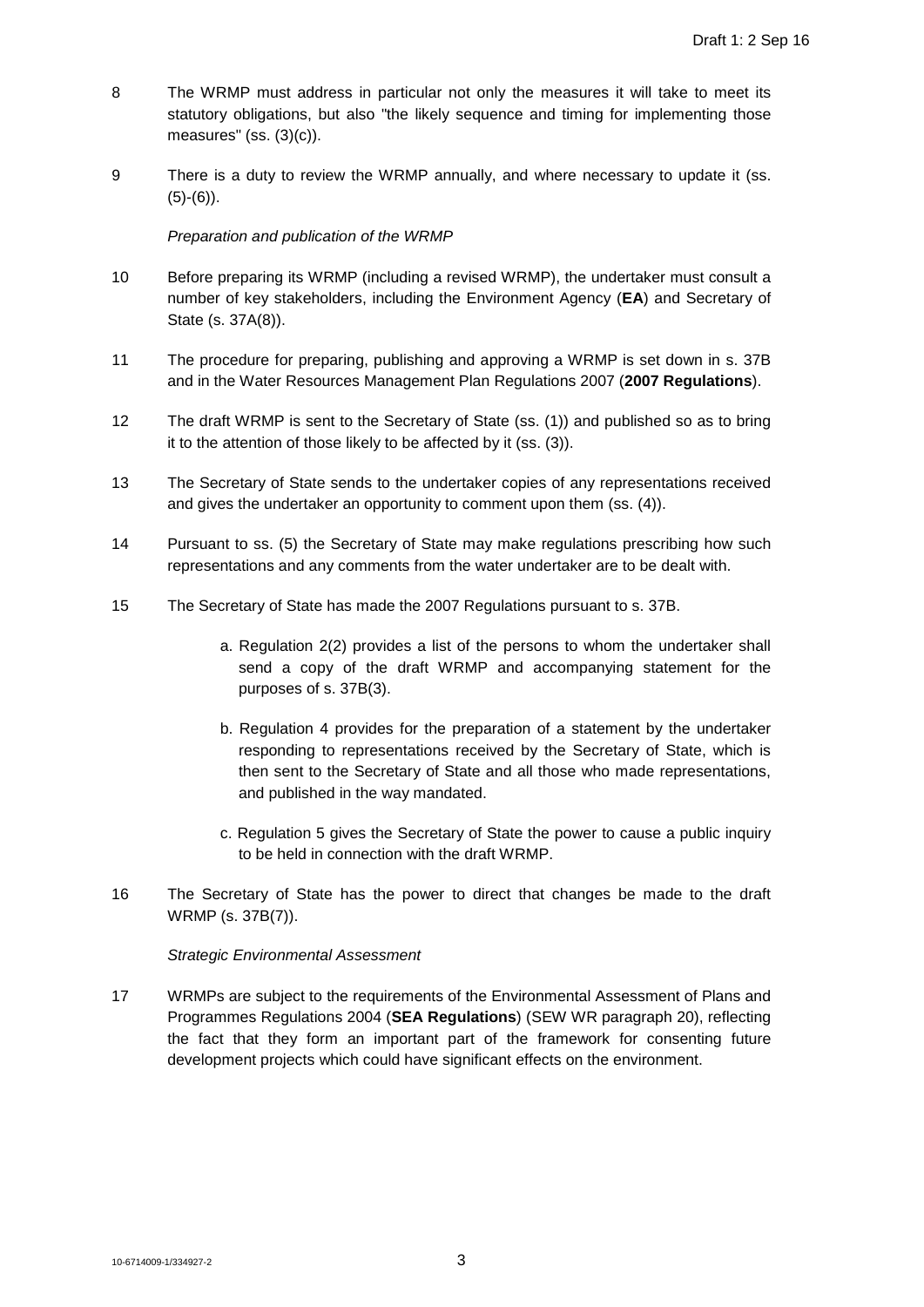8 The WRMP must address in particular not only the measures it will take to meet its statutory obligations, but also "the likely sequence and timing for implementing those measures" (ss. (3)(c)).

9 There is a duty to review the WRMP annually, and where necessary to update it (ss. (5)-(6)).

*Preparation and publication of the WRMP*

10 Before preparing its WRMP (including a revised WRMP), the undertaker must consult a number of key stakeholders, including the Environment Agency (**EA**) and Secretary of State (s. 37A(8)).

11 The procedure for preparing, publishing and approving a WRMP is set down in s. 37B and in the Water Resources Management Plan Regulations 2007 (**2007 Regulations**).

12 The draft WRMP is sent to the Secretary of State (ss. (1)) and published so as to bring it to the attention of those likely to be affected by it (ss. (3)).

13 The Secretary of State sends to the undertaker copies of any representations received and gives the undertaker an opportunity to comment upon them (ss. (4)).

14 Pursuant to ss. (5) the Secretary of State may make regulations prescribing how such representations and any comments from the water undertaker are to be dealt with.

15 The Secretary of State has made the 2007 Regulations pursuant to s. 37B.

   a. Regulation 2(2) provides a list of the persons to whom the undertaker shall send a copy of the draft WRMP and accompanying statement for the purposes of s. 37B(3).

   b. Regulation 4 provides for the preparation of a statement by the undertaker responding to representations received by the Secretary of State, which is then sent to the Secretary of State and all those who made representations, and published in the way mandated.

   c. Regulation 5 gives the Secretary of State the power to cause a public inquiry to be held in connection with the draft WRMP.

16 The Secretary of State has the power to direct that changes be made to the draft WRMP (s. 37B(7)).

*Strategic Environmental Assessment*

17 WRMPs are subject to the requirements of the Environmental Assessment of Plans and Programmes Regulations 2004 (**SEA Regulations**) (SEW WR paragraph 20), reflecting the fact that they form an important part of the framework for consenting future development projects which could have significant effects on the environment.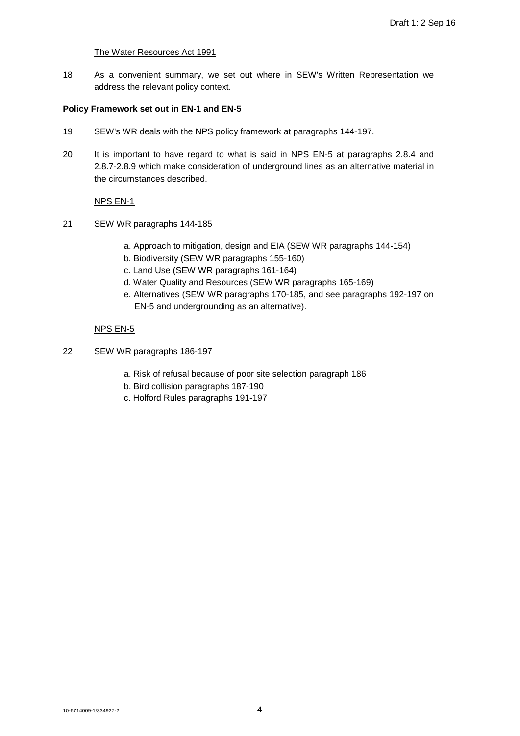The Water Resources Act 1991

18 As a convenient summary, we set out where in SEW's Written Representation we address the relevant policy context.

**Policy Framework set out in EN-1 and EN-5**

19 SEW's WR deals with the NPS policy framework at paragraphs 144-197.

20 It is important to have regard to what is said in NPS EN-5 at paragraphs 2.8.4 and 2.8.7-2.8.9 which make consideration of underground lines as an alternative material in the circumstances described.

NPS EN-1

21 SEW WR paragraphs 144-185

a. Approach to mitigation, design and EIA (SEW WR paragraphs 144-154)
b. Biodiversity (SEW WR paragraphs 155-160)
c. Land Use (SEW WR paragraphs 161-164)
d. Water Quality and Resources (SEW WR paragraphs 165-169)
e. Alternatives (SEW WR paragraphs 170-185, and see paragraphs 192-197 on EN-5 and undergrounding as an alternative).

NPS EN-5

22 SEW WR paragraphs 186-197

a. Risk of refusal because of poor site selection paragraph 186
b. Bird collision paragraphs 187-190
c. Holford Rules paragraphs 191-197